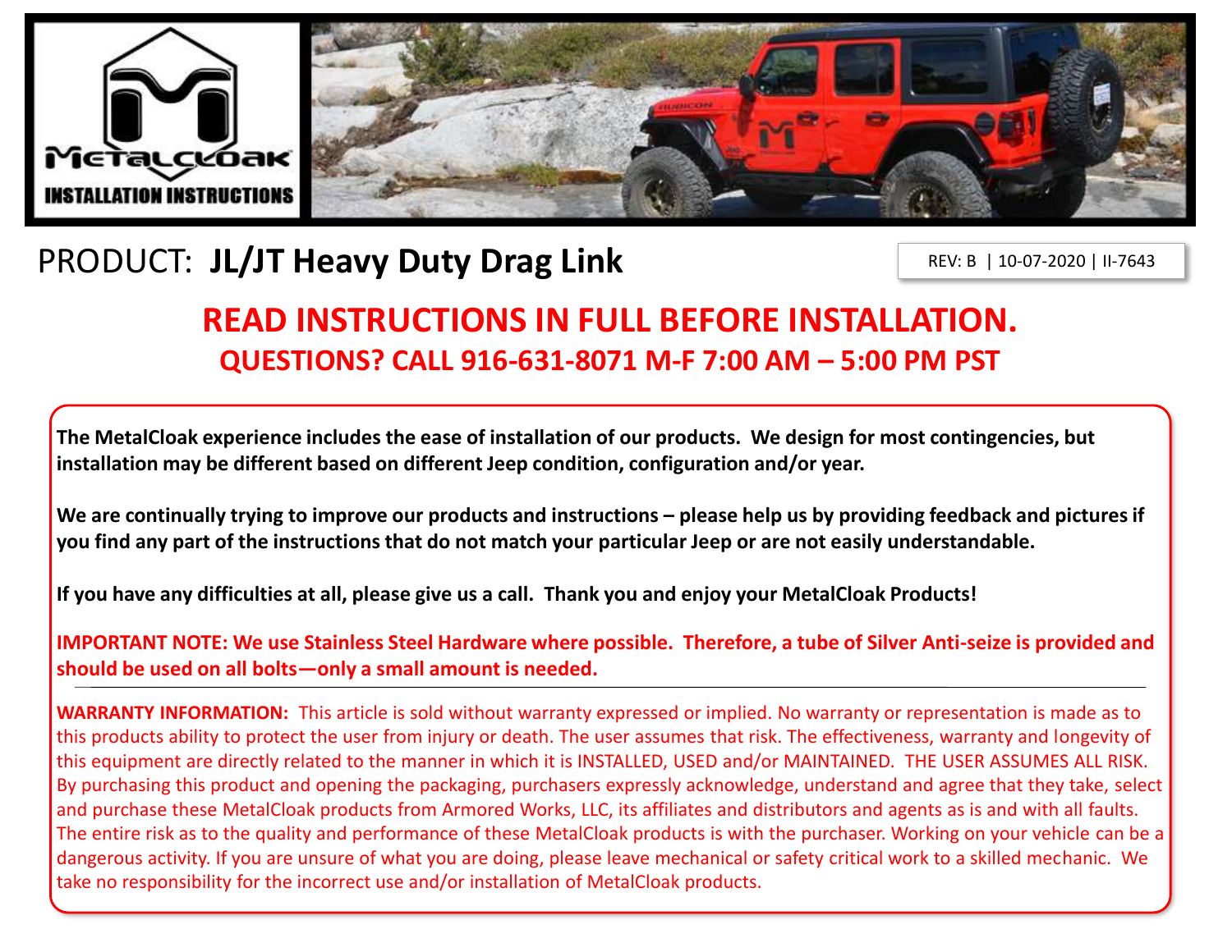METALCLOAK INSTALLATION INSTRUCTIONS

# PRODUCT: **JL/JT Heavy Duty Drag Link**

REV: B | 10-07-2020 | II-7643

## READ INSTRUCTIONS IN FULL BEFORE INSTALLATION.

### QUESTIONS? CALL 916-631-8071 M-F 7:00 AM – 5:00 PM PST

**The MetalCloak experience includes the ease of installation of our products. We design for most contingencies, but installation may be different based on different Jeep condition, configuration and/or year.**

**We are continually trying to improve our products and instructions – please help us by providing feedback and pictures if you find any part of the instructions that do not match your particular Jeep or are not easily understandable.**

**If you have any difficulties at all, please give us a call. Thank you and enjoy your MetalCloak Products!**

**IMPORTANT NOTE: We use Stainless Steel Hardware where possible. Therefore, a tube of Silver Anti-seize is provided and should be used on all bolts—only a small amount is needed.**

---

**WARRANTY INFORMATION:** This article is sold without warranty expressed or implied. No warranty or representation is made as to this products ability to protect the user from injury or death. The user assumes that risk. The effectiveness, warranty and longevity of this equipment are directly related to the manner in which it is INSTALLED, USED and/or MAINTAINED. THE USER ASSUMES ALL RISK. By purchasing this product and opening the packaging, purchasers expressly acknowledge, understand and agree that they take, select and purchase these MetalCloak products from Armored Works, LLC, its affiliates and distributors and agents as is and with all faults. The entire risk as to the quality and performance of these MetalCloak products is with the purchaser. Working on your vehicle can be a dangerous activity. If you are unsure of what you are doing, please leave mechanical or safety critical work to a skilled mechanic. We take no responsibility for the incorrect use and/or installation of MetalCloak products.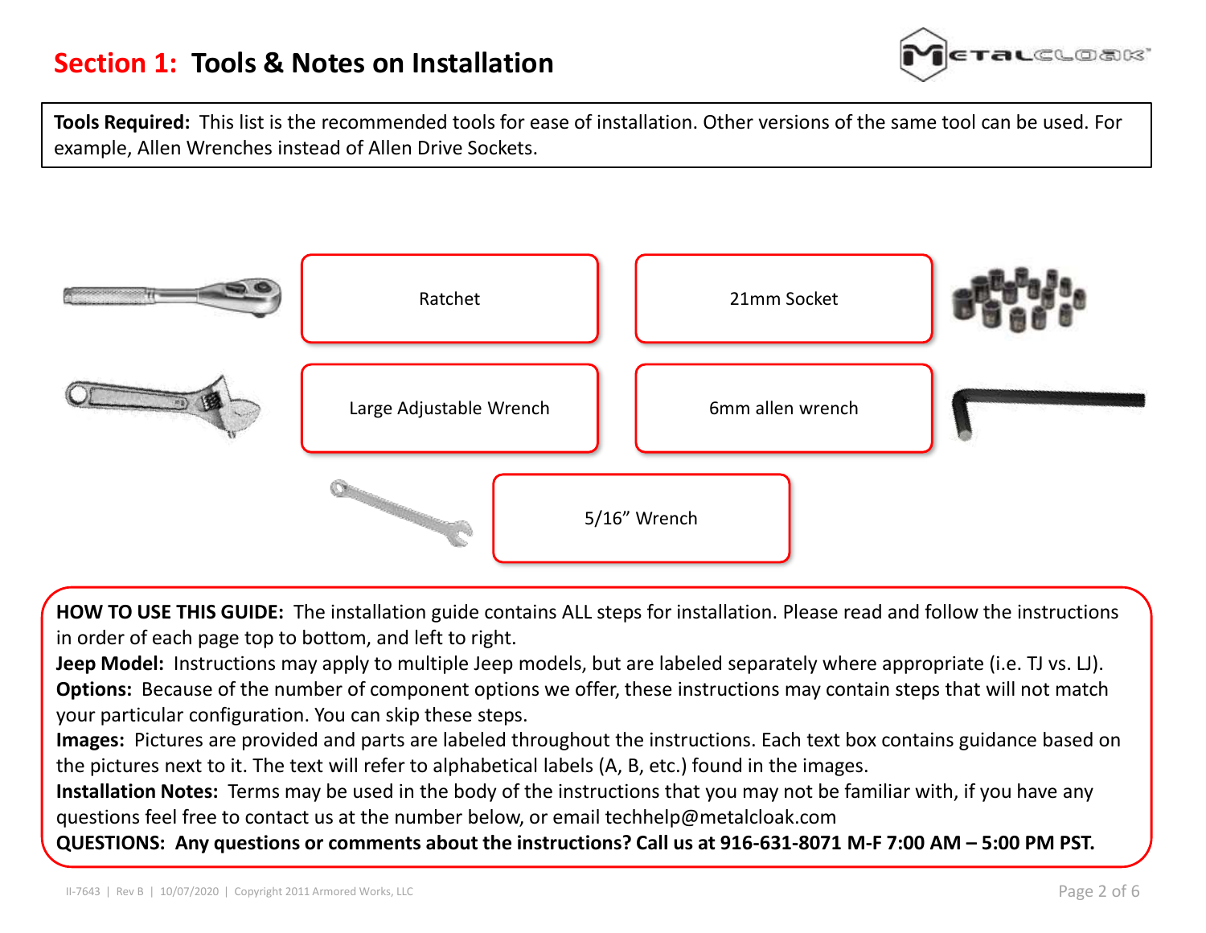# Section 1: Tools & Notes on Installation

**Tools Required:** This list is the recommended tools for ease of installation. Other versions of the same tool can be used. For example, Allen Wrenches instead of Allen Drive Sockets.

- Ratchet
- 21mm Socket
- Large Adjustable Wrench
- 6mm allen wrench
- 5/16" Wrench

**HOW TO USE THIS GUIDE:** The installation guide contains ALL steps for installation. Please read and follow the instructions in order of each page top to bottom, and left to right.

**Jeep Model:** Instructions may apply to multiple Jeep models, but are labeled separately where appropriate (i.e. TJ vs. LJ).

**Options:** Because of the number of component options we offer, these instructions may contain steps that will not match your particular configuration. You can skip these steps.

**Images:** Pictures are provided and parts are labeled throughout the instructions. Each text box contains guidance based on the pictures next to it. The text will refer to alphabetical labels (A, B, etc.) found in the images.

**Installation Notes:** Terms may be used in the body of the instructions that you may not be familiar with, if you have any questions feel free to contact us at the number below, or email techhelp@metalcloak.com

**QUESTIONS: Any questions or comments about the instructions? Call us at 916-631-8071 M-F 7:00 AM – 5:00 PM PST.**

II-7643 | Rev B | 10/07/2020 | Copyright 2011 Armored Works, LLC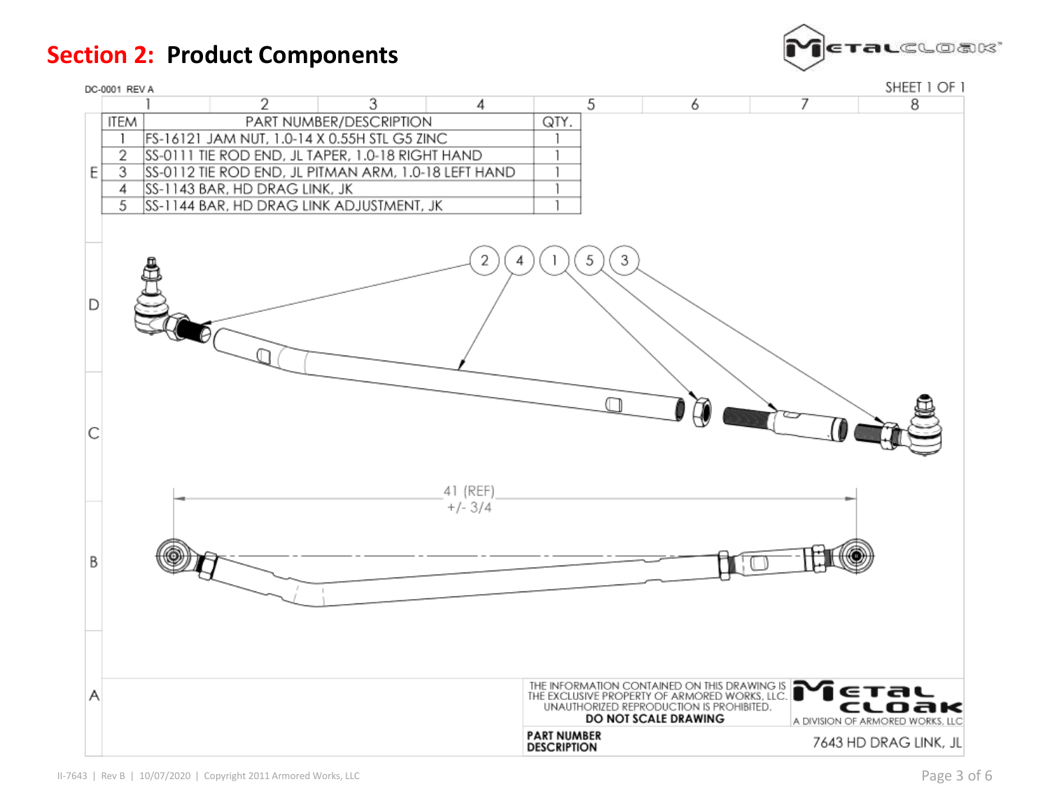## Section 2: Product Components

DC-0001 REV A

SHEET 1 OF 1

| ITEM | PART NUMBER/DESCRIPTION | QTY. |
|---|---|---|
| 1 | FS-16121 JAM NUT, 1.0-14 X 0.55H STL G5 ZINC | 1 |
| 2 | SS-0111 TIE ROD END, JL TAPER, 1.0-18 RIGHT HAND | 1 |
| 3 | SS-0112 TIE ROD END, JL PITMAN ARM, 1.0-18 LEFT HAND | 1 |
| 4 | SS-1143 BAR, HD DRAG LINK, JK | 1 |
| 5 | SS-1144 BAR, HD DRAG LINK ADJUSTMENT, JK | 1 |

41 (REF) +/- 3/4

THE INFORMATION CONTAINED ON THIS DRAWING IS THE EXCLUSIVE PROPERTY OF ARMORED WORKS, LLC. UNAUTHORIZED REPRODUCTION IS PROHIBITED.

**DO NOT SCALE DRAWING**

METAL CLOAK — A DIVISION OF ARMORED WORKS, LLC

**PART NUMBER DESCRIPTION** 7643 HD DRAG LINK, JL

II-7643 | Rev B | 10/07/2020 | Copyright 2011 Armored Works, LLC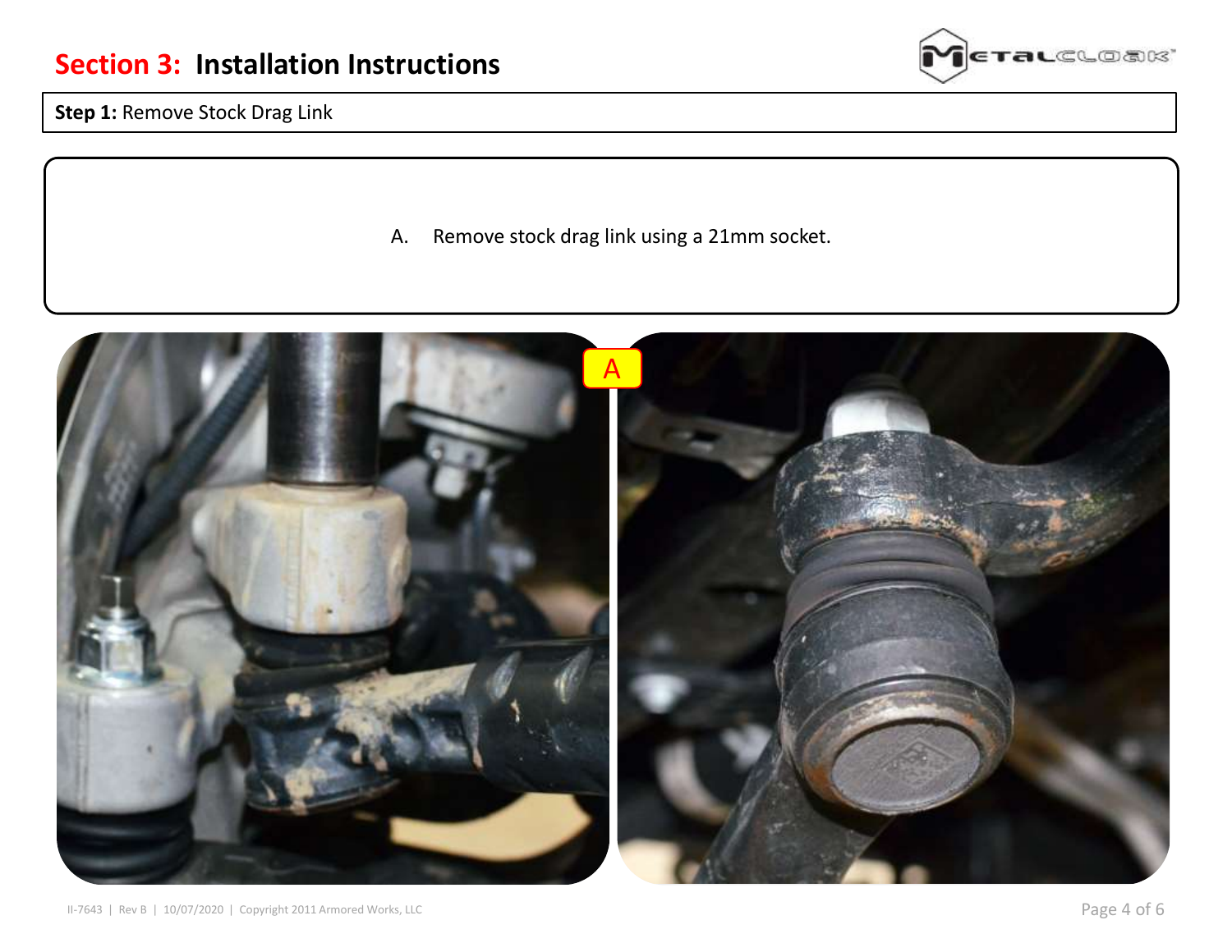## **Section 3:** Installation Instructions

**Step 1:** Remove Stock Drag Link

A. Remove stock drag link using a 21mm socket.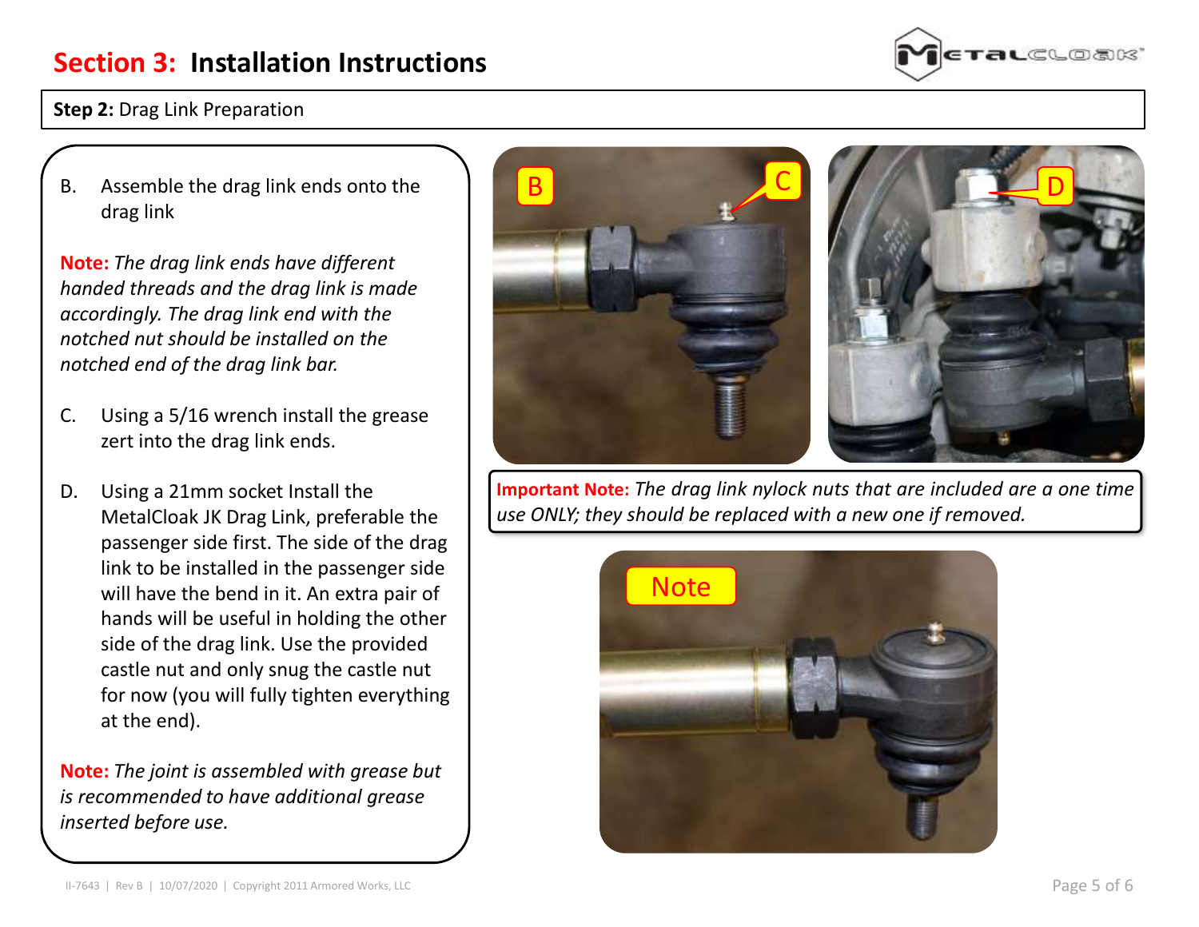# Section 3: Installation Instructions

**Step 2:** Drag Link Preparation

B. Assemble the drag link ends onto the drag link

**Note:** *The drag link ends have different handed threads and the drag link is made accordingly. The drag link end with the notched nut should be installed on the notched end of the drag link bar.*

C. Using a 5/16 wrench install the grease zert into the drag link ends.

D. Using a 21mm socket Install the MetalCloak JK Drag Link, preferable the passenger side first. The side of the drag link to be installed in the passenger side will have the bend in it. An extra pair of hands will be useful in holding the other side of the drag link. Use the provided castle nut and only snug the castle nut for now (you will fully tighten everything at the end).

**Note:** *The joint is assembled with grease but is recommended to have additional grease inserted before use.*

**Important Note:** *The drag link nylock nuts that are included are a one time use ONLY; they should be replaced with a new one if removed.*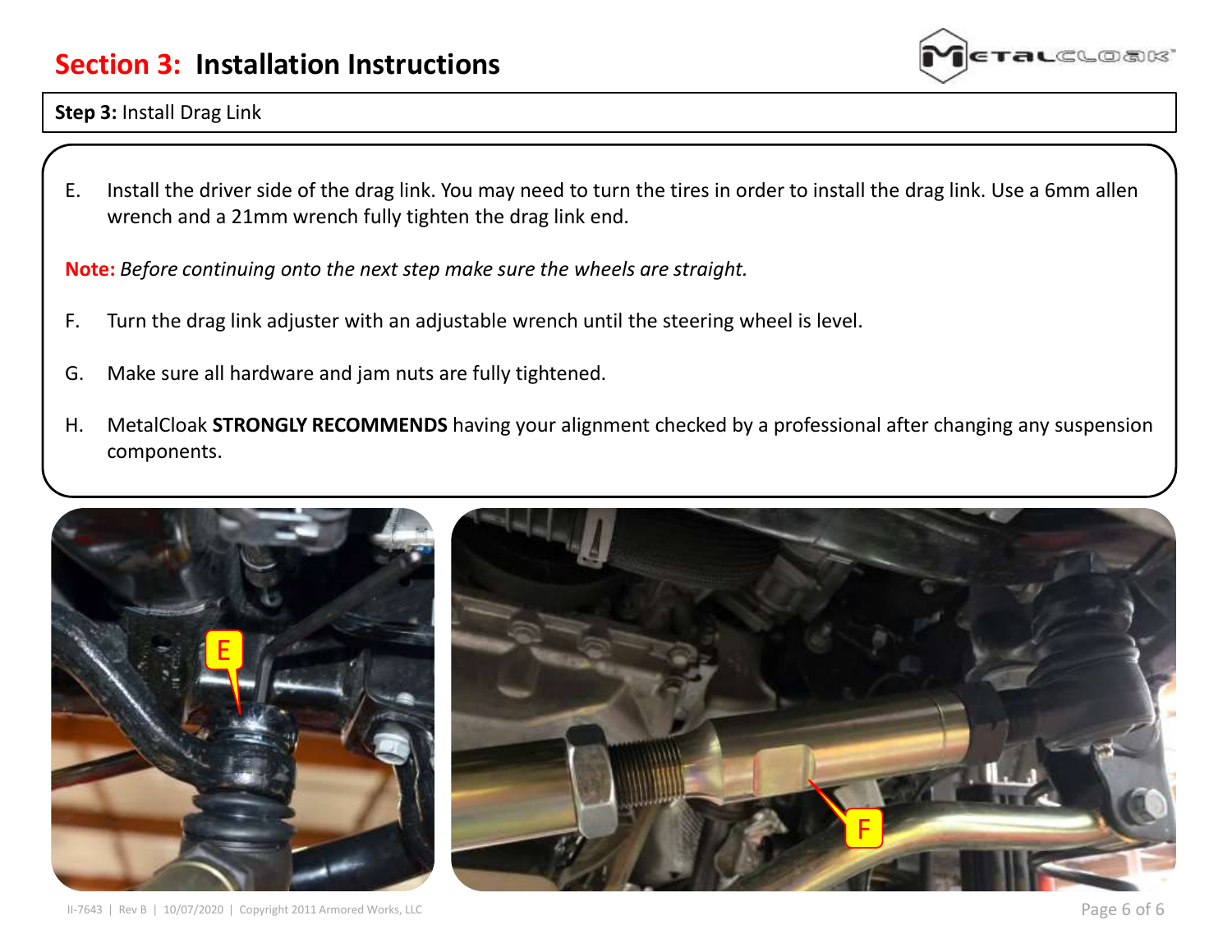# Section 3: Installation Instructions

**Step 3:** Install Drag Link

E. Install the driver side of the drag link. You may need to turn the tires in order to install the drag link. Use a 6mm allen wrench and a 21mm wrench fully tighten the drag link end.

**Note:** *Before continuing onto the next step make sure the wheels are straight.*

F. Turn the drag link adjuster with an adjustable wrench until the steering wheel is level.

G. Make sure all hardware and jam nuts are fully tightened.

H. MetalCloak **STRONGLY RECOMMENDS** having your alignment checked by a professional after changing any suspension components.

E

F

II-7643 | Rev B | 10/07/2020 | Copyright 2011 Armored Works, LLC